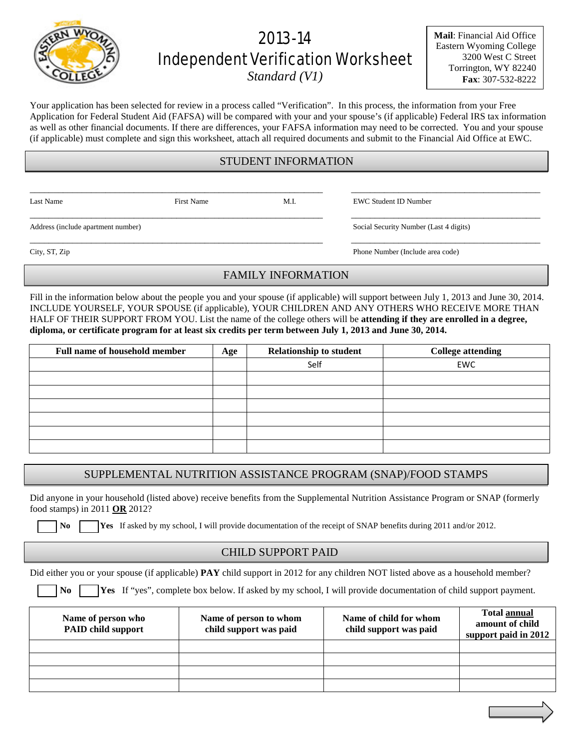# 2013-14 Independent Verification Worksheet

*Standard (V1)*

**Mail**: Financial Aid Office
Eastern Wyoming College
3200 West C Street
Torrington, WY 82240
**Fax**: 307-532-8222

Your application has been selected for review in a process called "Verification". In this process, the information from your Free Application for Federal Student Aid (FAFSA) will be compared with your and your spouse's (if applicable) Federal IRS tax information as well as other financial documents. If there are differences, your FAFSA information may need to be corrected. You and your spouse (if applicable) must complete and sign this worksheet, attach all required documents and submit to the Financial Aid Office at EWC.

## STUDENT INFORMATION

______________________________________________ Last Name First Name M.I.

______________________________________________ EWC Student ID Number

______________________________________________ Address (include apartment number)

______________________________________________ Social Security Number (Last 4 digits)

______________________________________________ City, ST, Zip

______________________________________________ Phone Number (Include area code)

## FAMILY INFORMATION

Fill in the information below about the people you and your spouse (if applicable) will support between July 1, 2013 and June 30, 2014. INCLUDE YOURSELF, YOUR SPOUSE (if applicable), YOUR CHILDREN AND ANY OTHERS WHO RECEIVE MORE THAN HALF OF THEIR SUPPORT FROM YOU. List the name of the college others will be **attending if they are enrolled in a degree, diploma, or certificate program for at least six credits per term between July 1, 2013 and June 30, 2014.**

| Full name of household member | Age | Relationship to student | College attending |
|---|---|---|---|
| | | Self | EWC |
| | | | |
| | | | |
| | | | |
| | | | |
| | | | |
| | | | |

## SUPPLEMENTAL NUTRITION ASSISTANCE PROGRAM (SNAP)/FOOD STAMPS

Did anyone in your household (listed above) receive benefits from the Supplemental Nutrition Assistance Program or SNAP (formerly food stamps) in 2011 **OR** 2012?

☐ **No** ☐ **Yes** If asked by my school, I will provide documentation of the receipt of SNAP benefits during 2011 and/or 2012.

## CHILD SUPPORT PAID

Did either you or your spouse (if applicable) **PAY** child support in 2012 for any children NOT listed above as a household member?

☐ **No** ☐ **Yes** If "yes", complete box below. If asked by my school, I will provide documentation of child support payment.

| Name of person who PAID child support | Name of person to whom child support was paid | Name of child for whom child support was paid | Total annual amount of child support paid in 2012 |
|---|---|---|---|
| | | | |
| | | | |
| | | | |
| | | | |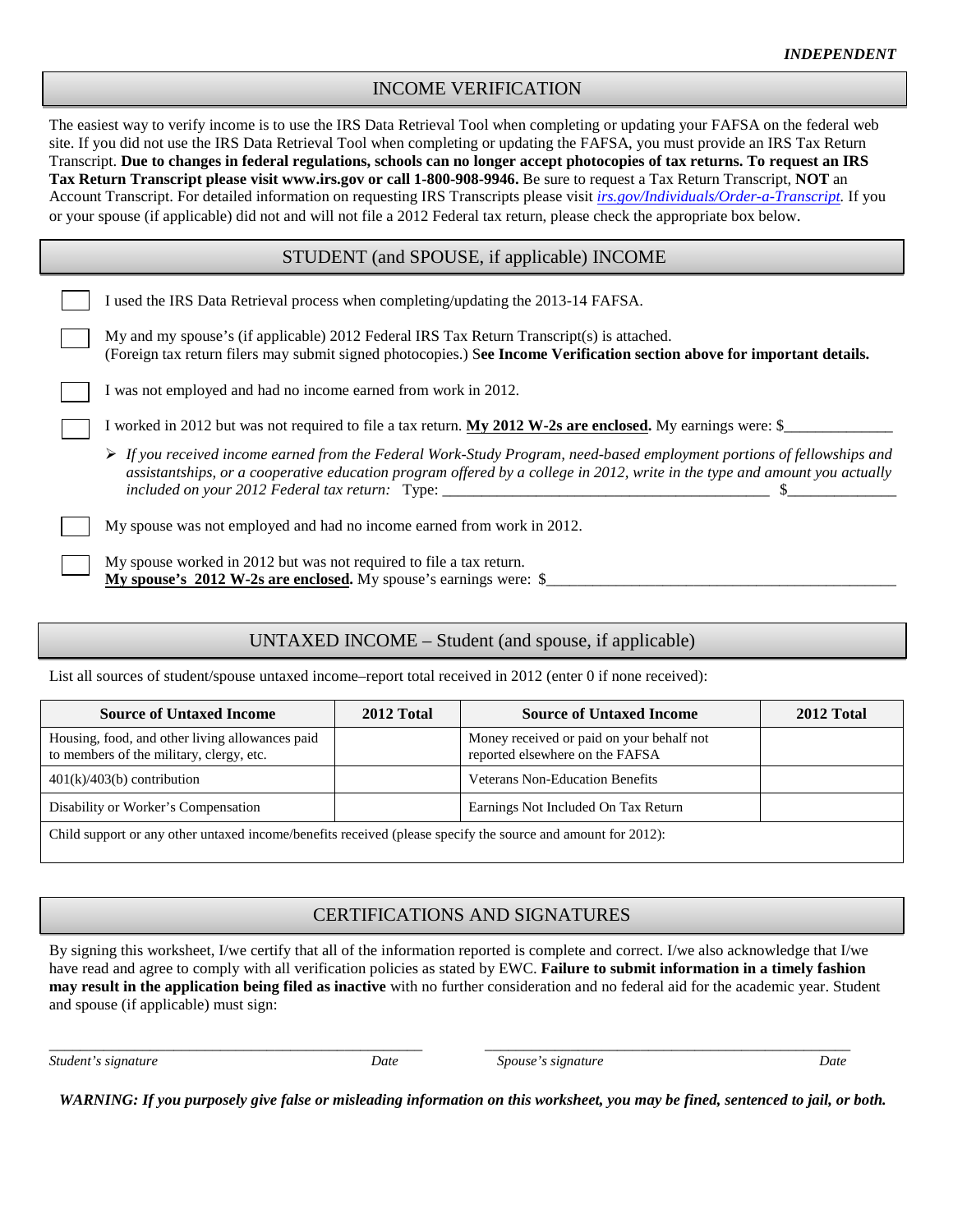*INDEPENDENT*

## INCOME VERIFICATION

The easiest way to verify income is to use the IRS Data Retrieval Tool when completing or updating your FAFSA on the federal web site. If you did not use the IRS Data Retrieval Tool when completing or updating the FAFSA, you must provide an IRS Tax Return Transcript. **Due to changes in federal regulations, schools can no longer accept photocopies of tax returns. To request an IRS Tax Return Transcript please visit www.irs.gov or call 1-800-908-9946.** Be sure to request a Tax Return Transcript, **NOT** an Account Transcript. For detailed information on requesting IRS Transcripts please visit *irs.gov/Individuals/Order-a-Transcript.* If you or your spouse (if applicable) did not and will not file a 2012 Federal tax return, please check the appropriate box below.

## STUDENT (and SPOUSE, if applicable) INCOME

☐ I used the IRS Data Retrieval process when completing/updating the 2013-14 FAFSA.

☐ My and my spouse's (if applicable) 2012 Federal IRS Tax Return Transcript(s) is attached. (Foreign tax return filers may submit signed photocopies.) S**ee Income Verification section above for important details.**

☐ I was not employed and had no income earned from work in 2012.

☐ I worked in 2012 but was not required to file a tax return. **My 2012 W-2s are enclosed.** My earnings were: $______________

- *If you received income earned from the Federal Work-Study Program, need-based employment portions of fellowships and assistantships, or a cooperative education program offered by a college in 2012, write in the type and amount you actually included on your 2012 Federal tax return:* Type: ____________________________________________ $______________

☐ My spouse was not employed and had no income earned from work in 2012.

☐ My spouse worked in 2012 but was not required to file a tax return. **My spouse's 2012 W-2s are enclosed.** My spouse's earnings were: $_____________________________________________

## UNTAXED INCOME – Student (and spouse, if applicable)

List all sources of student/spouse untaxed income–report total received in 2012 (enter 0 if none received):

| Source of Untaxed Income | 2012 Total | Source of Untaxed Income | 2012 Total |
|---|---|---|---|
| Housing, food, and other living allowances paid to members of the military, clergy, etc. | | Money received or paid on your behalf not reported elsewhere on the FAFSA | |
| 401(k)/403(b) contribution | | Veterans Non-Education Benefits | |
| Disability or Worker's Compensation | | Earnings Not Included On Tax Return | |
| Child support or any other untaxed income/benefits received (please specify the source and amount for 2012): | | | |

## CERTIFICATIONS AND SIGNATURES

By signing this worksheet, I/we certify that all of the information reported is complete and correct. I/we also acknowledge that I/we have read and agree to comply with all verification policies as stated by EWC. **Failure to submit information in a timely fashion may result in the application being filed as inactive** with no further consideration and no federal aid for the academic year. Student and spouse (if applicable) must sign:

_____________________________________________ _____________________________________________

*Student's signature* *Date* *Spouse's signature* *Date*

***WARNING: If you purposely give false or misleading information on this worksheet, you may be fined, sentenced to jail, or both.***